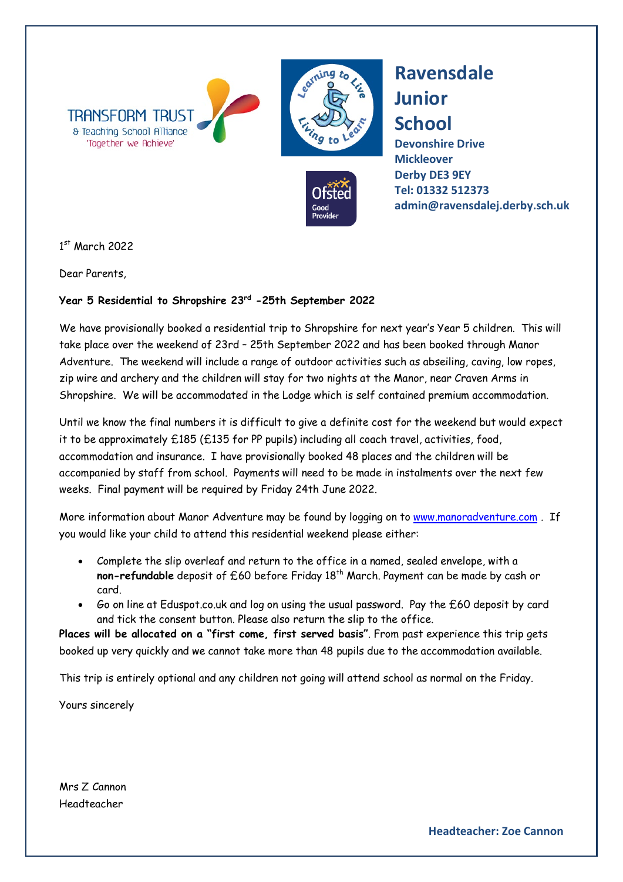TRANSFORM TRUST
& Teaching School Alliance
'Together we Achieve'

Learning to Live, Living to Learn

Ofsted Good Provider

# Ravensdale Junior School

**Devonshire Drive**
**Mickleover**
**Derby DE3 9EY**
**Tel: 01332 512373**
**admin@ravensdalej.derby.sch.uk**

1st March 2022

Dear Parents,

**Year 5 Residential to Shropshire 23rd -25th September 2022**

We have provisionally booked a residential trip to Shropshire for next year's Year 5 children. This will take place over the weekend of 23rd – 25th September 2022 and has been booked through Manor Adventure. The weekend will include a range of outdoor activities such as abseiling, caving, low ropes, zip wire and archery and the children will stay for two nights at the Manor, near Craven Arms in Shropshire. We will be accommodated in the Lodge which is self contained premium accommodation.

Until we know the final numbers it is difficult to give a definite cost for the weekend but would expect it to be approximately £185 (£135 for PP pupils) including all coach travel, activities, food, accommodation and insurance. I have provisionally booked 48 places and the children will be accompanied by staff from school. Payments will need to be made in instalments over the next few weeks. Final payment will be required by Friday 24th June 2022.

More information about Manor Adventure may be found by logging on to [www.manoradventure.com](http://www.manoradventure.com) . If you would like your child to attend this residential weekend please either:

- Complete the slip overleaf and return to the office in a named, sealed envelope, with a **non-refundable** deposit of £60 before Friday 18th March. Payment can be made by cash or card.
- Go on line at Eduspot.co.uk and log on using the usual password. Pay the £60 deposit by card and tick the consent button. Please also return the slip to the office.

**Places will be allocated on a "first come, first served basis"**. From past experience this trip gets booked up very quickly and we cannot take more than 48 pupils due to the accommodation available.

This trip is entirely optional and any children not going will attend school as normal on the Friday.

Yours sincerely

Mrs Z Cannon
Headteacher

**Headteacher: Zoe Cannon**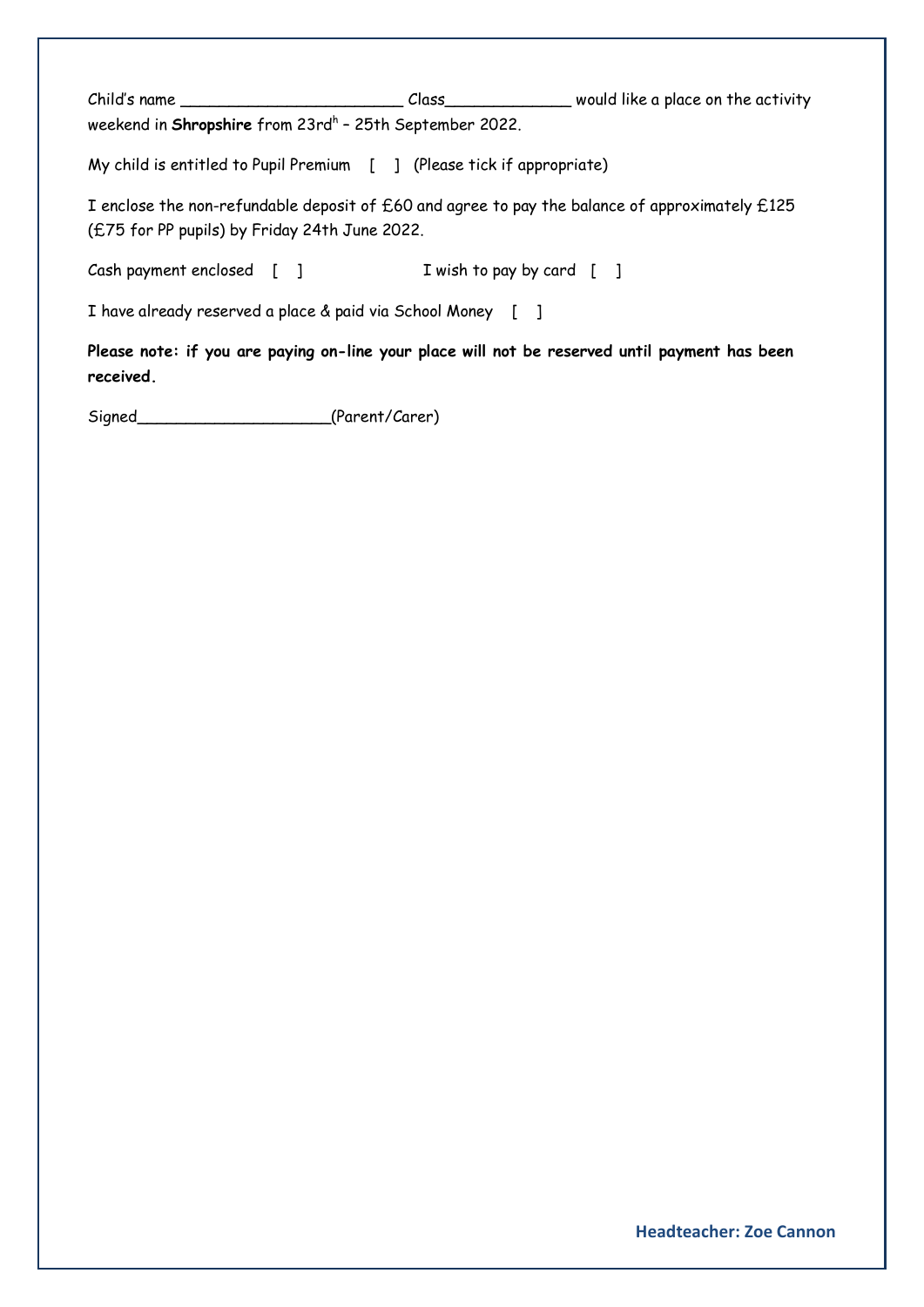Child's name ________________________ Class_____________ would like a place on the activity weekend in **Shropshire** from 23rd[h] – 25th September 2022.

My child is entitled to Pupil Premium [ ] (Please tick if appropriate)

I enclose the non-refundable deposit of £60 and agree to pay the balance of approximately £125 (£75 for PP pupils) by Friday 24th June 2022.

Cash payment enclosed [ ] I wish to pay by card [ ]

I have already reserved a place & paid via School Money [ ]

**Please note: if you are paying on-line your place will not be reserved until payment has been received.**

Signed____________________(Parent/Carer)

**Headteacher: Zoe Cannon**